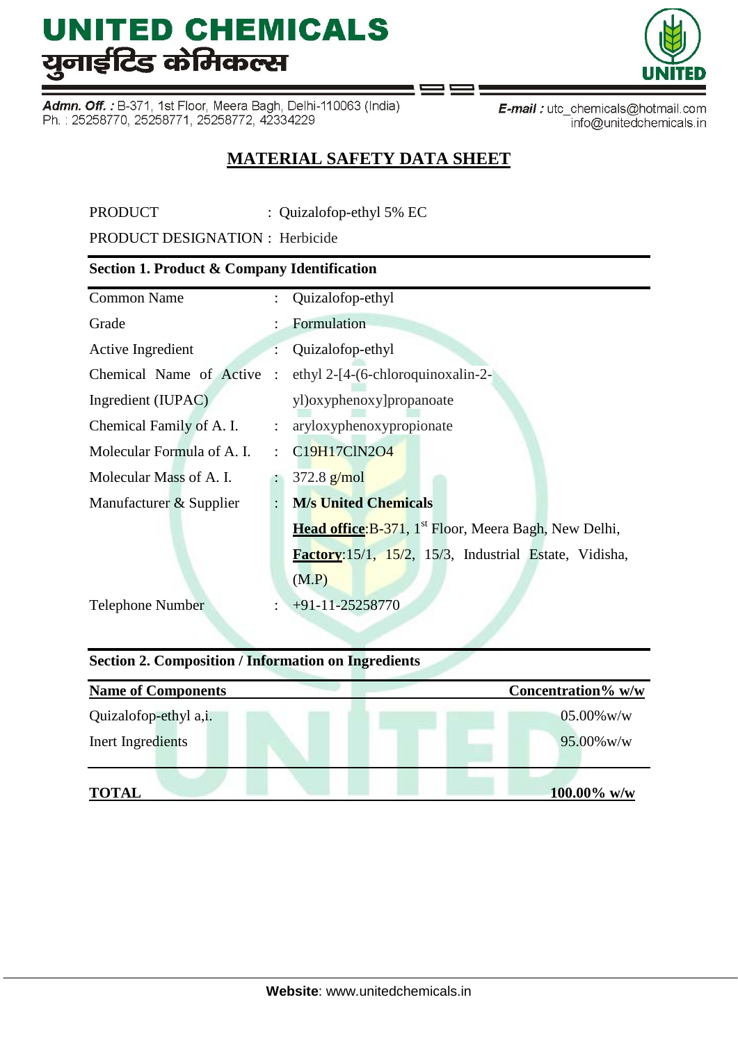# UNITED CHEMICALS
# युनाईटिड केमिकल्स

**Admn. Off. :** B-371, 1st Floor, Meera Bagh, Delhi-110063 (India)
Ph. : 25258770, 25258771, 25258772, 42334229

**E-mail :** utc_chemicals@hotmail.com
info@unitedchemicals.in

## MATERIAL SAFETY DATA SHEET

PRODUCT : Quizalofop-ethyl 5% EC

PRODUCT DESIGNATION : Herbicide

### Section 1. Product & Company Identification

| | | |
|---|---|---|
| Common Name | : | Quizalofop-ethyl |
| Grade | : | Formulation |
| Active Ingredient | : | Quizalofop-ethyl |
| Chemical Name of Active Ingredient (IUPAC) | : | ethyl 2-[4-(6-chloroquinoxalin-2-yl)oxyphenoxy]propanoate |
| Chemical Family of A. I. | : | aryloxyphenoxypropionate |
| Molecular Formula of A. I. | : | $C19H17ClN2O4$ |
| Molecular Mass of A. I. | : | 372.8 g/mol |
| Manufacturer & Supplier | : | **M/s United Chemicals**<br>**Head office**:B-371, 1st Floor, Meera Bagh, New Delhi,<br>**Factory**:15/1, 15/2, 15/3, Industrial Estate, Vidisha, (M.P) |
| Telephone Number | : | +91-11-25258770 |

### Section 2. Composition / Information on Ingredients

| Name of Components | Concentration% w/w |
|---|---|
| Quizalofop-ethyl a,i. | 05.00%w/w |
| Inert Ingredients | 95.00%w/w |
| **TOTAL** | **100.00% w/w** |

**Website**: www.unitedchemicals.in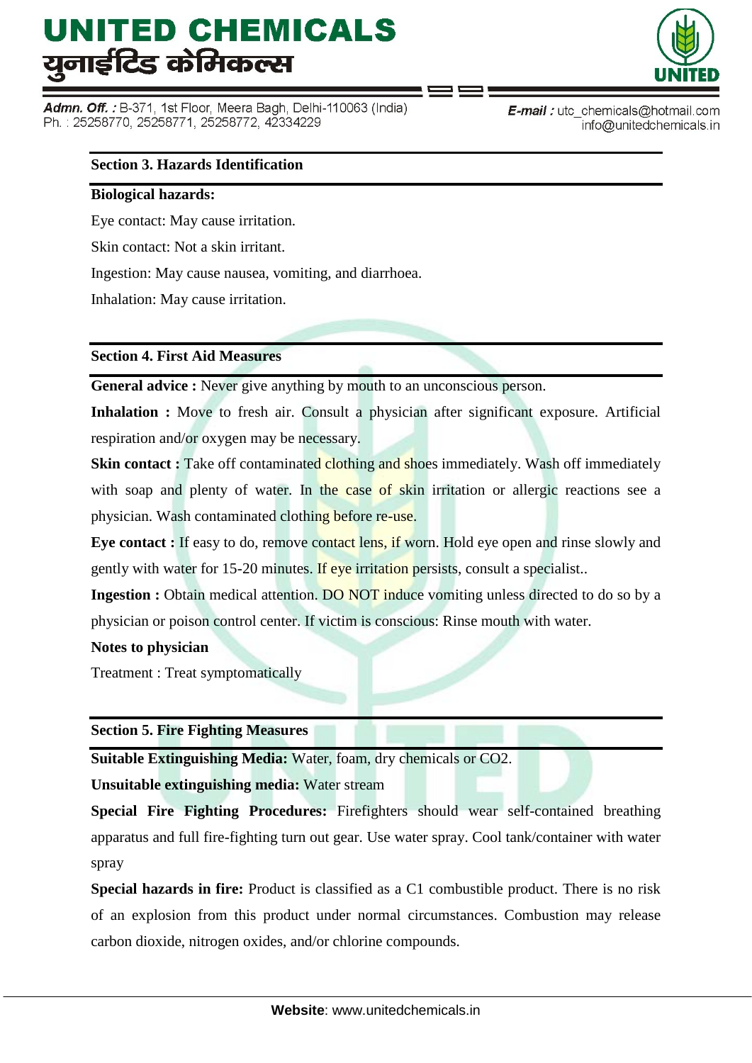### Section 3. Hazards Identification

**Biological hazards:**

Eye contact: May cause irritation.

Skin contact: Not a skin irritant.

Ingestion: May cause nausea, vomiting, and diarrhoea.

Inhalation: May cause irritation.

### Section 4. First Aid Measures

**General advice :** Never give anything by mouth to an unconscious person.

**Inhalation :** Move to fresh air. Consult a physician after significant exposure. Artificial respiration and/or oxygen may be necessary.

**Skin contact :** Take off contaminated clothing and shoes immediately. Wash off immediately with soap and plenty of water. In the case of skin irritation or allergic reactions see a physician. Wash contaminated clothing before re-use.

**Eye contact :** If easy to do, remove contact lens, if worn. Hold eye open and rinse slowly and gently with water for 15-20 minutes. If eye irritation persists, consult a specialist..

**Ingestion :** Obtain medical attention. DO NOT induce vomiting unless directed to do so by a physician or poison control center. If victim is conscious: Rinse mouth with water.

**Notes to physician**

Treatment : Treat symptomatically

### Section 5. Fire Fighting Measures

**Suitable Extinguishing Media:** Water, foam, dry chemicals or CO2.

**Unsuitable extinguishing media:** Water stream

**Special Fire Fighting Procedures:** Firefighters should wear self-contained breathing apparatus and full fire-fighting turn out gear. Use water spray. Cool tank/container with water spray

**Special hazards in fire:** Product is classified as a C1 combustible product. There is no risk of an explosion from this product under normal circumstances. Combustion may release carbon dioxide, nitrogen oxides, and/or chlorine compounds.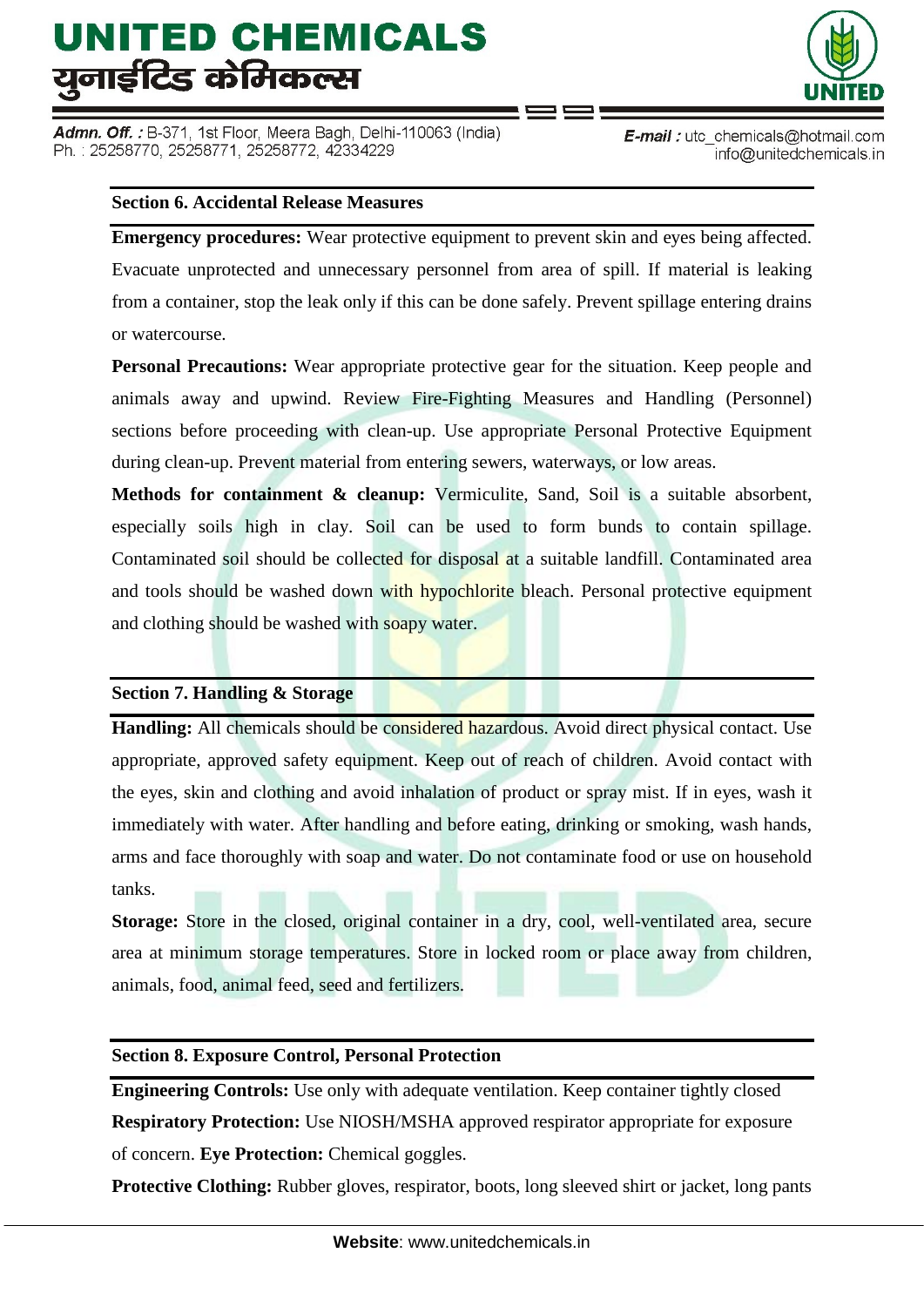## Section 6. Accidental Release Measures

**Emergency procedures:** Wear protective equipment to prevent skin and eyes being affected. Evacuate unprotected and unnecessary personnel from area of spill. If material is leaking from a container, stop the leak only if this can be done safely. Prevent spillage entering drains or watercourse.

**Personal Precautions:** Wear appropriate protective gear for the situation. Keep people and animals away and upwind. Review Fire-Fighting Measures and Handling (Personnel) sections before proceeding with clean-up. Use appropriate Personal Protective Equipment during clean-up. Prevent material from entering sewers, waterways, or low areas.

**Methods for containment & cleanup:** Vermiculite, Sand, Soil is a suitable absorbent, especially soils high in clay. Soil can be used to form bunds to contain spillage. Contaminated soil should be collected for disposal at a suitable landfill. Contaminated area and tools should be washed down with hypochlorite bleach. Personal protective equipment and clothing should be washed with soapy water.

## Section 7. Handling & Storage

**Handling:** All chemicals should be considered hazardous. Avoid direct physical contact. Use appropriate, approved safety equipment. Keep out of reach of children. Avoid contact with the eyes, skin and clothing and avoid inhalation of product or spray mist. If in eyes, wash it immediately with water. After handling and before eating, drinking or smoking, wash hands, arms and face thoroughly with soap and water. Do not contaminate food or use on household tanks.

**Storage:** Store in the closed, original container in a dry, cool, well-ventilated area, secure area at minimum storage temperatures. Store in locked room or place away from children, animals, food, animal feed, seed and fertilizers.

## Section 8. Exposure Control, Personal Protection

**Engineering Controls:** Use only with adequate ventilation. Keep container tightly closed

**Respiratory Protection:** Use NIOSH/MSHA approved respirator appropriate for exposure of concern. **Eye Protection:** Chemical goggles.

**Protective Clothing:** Rubber gloves, respirator, boots, long sleeved shirt or jacket, long pants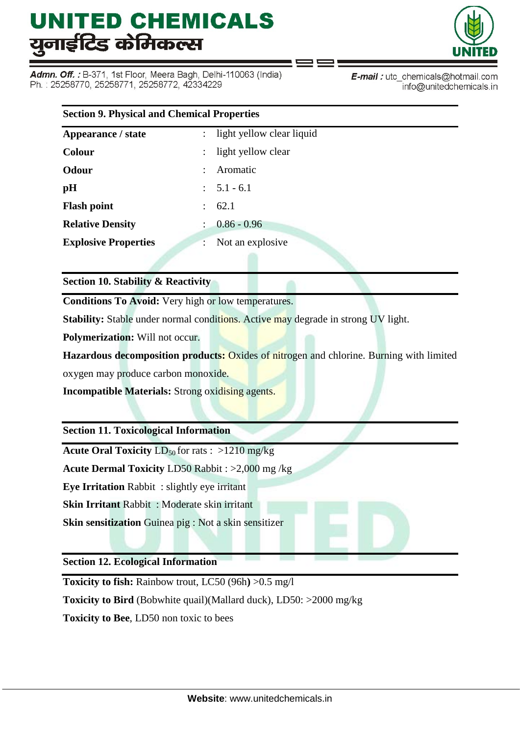## Section 9. Physical and Chemical Properties

| | | |
|---|---|---|
| **Appearance / state** | : | light yellow clear liquid |
| **Colour** | : | light yellow clear |
| **Odour** | : | Aromatic |
| **pH** | : | 5.1 - 6.1 |
| **Flash point** | : | 62.1 |
| **Relative Density** | : | 0.86 - 0.96 |
| **Explosive Properties** | : | Not an explosive |

## Section 10. Stability & Reactivity

**Conditions To Avoid:** Very high or low temperatures.

**Stability:** Stable under normal conditions. Active may degrade in strong UV light.

**Polymerization:** Will not occur.

**Hazardous decomposition products:** Oxides of nitrogen and chlorine. Burning with limited oxygen may produce carbon monoxide.

**Incompatible Materials:** Strong oxidising agents.

## Section 11. Toxicological Information

**Acute Oral Toxicity** $LD_{50}$ for rats : >1210 mg/kg

**Acute Dermal Toxicity** LD50 Rabbit : >2,000 mg /kg

**Eye Irritation** Rabbit : slightly eye irritant

**Skin Irritant** Rabbit : Moderate skin irritant

**Skin sensitization** Guinea pig : Not a skin sensitizer

## Section 12. Ecological Information

**Toxicity to fish:** Rainbow trout, LC50 (96h**)** >0.5 mg/l

**Toxicity to Bird** (Bobwhite quail)(Mallard duck), LD50: >2000 mg/kg

**Toxicity to Bee**, LD50 non toxic to bees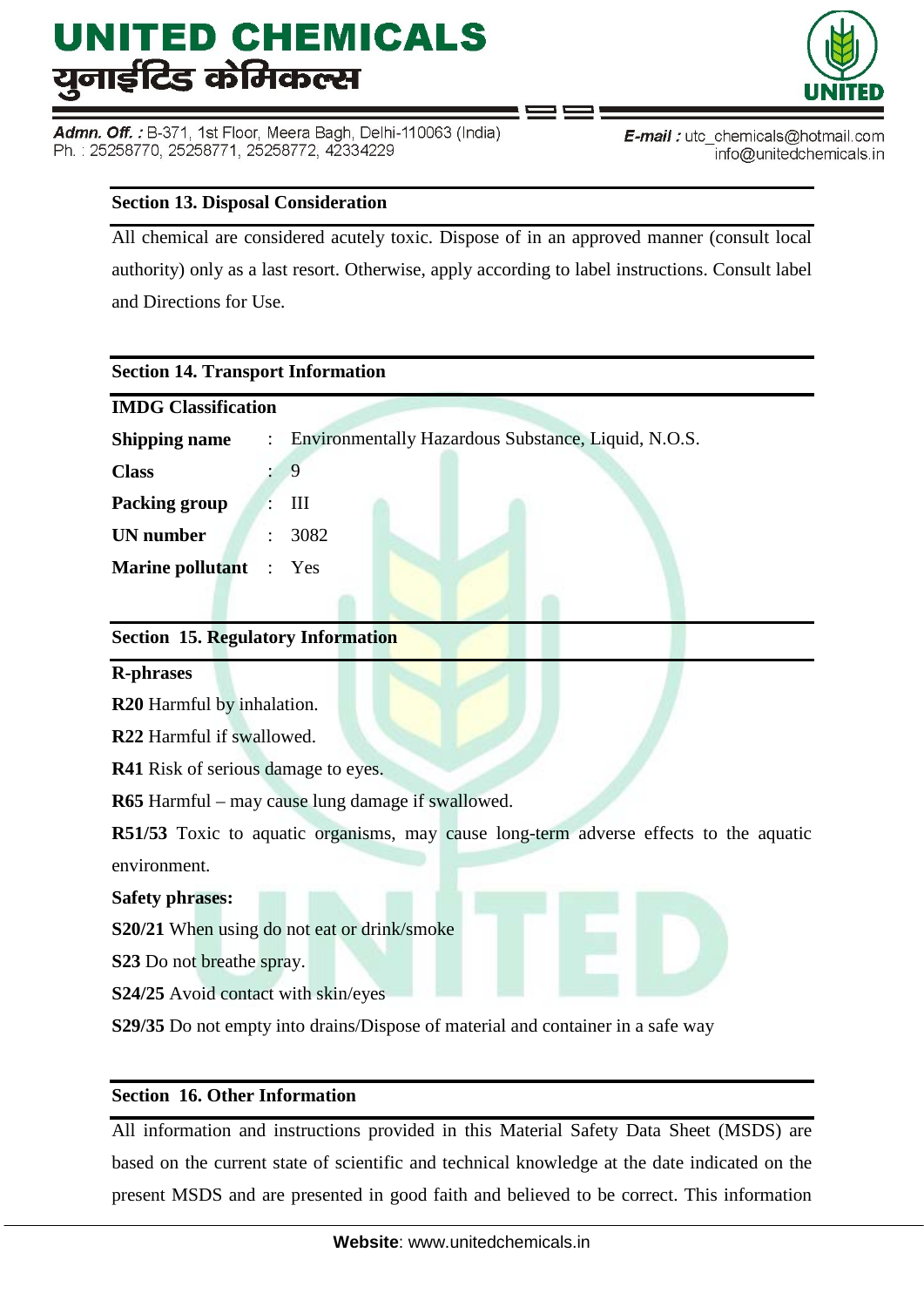## Section 13. Disposal Consideration

All chemical are considered acutely toxic. Dispose of in an approved manner (consult local authority) only as a last resort. Otherwise, apply according to label instructions. Consult label and Directions for Use.

## Section 14. Transport Information

**IMDG Classification**

| | | |
|---|---|---|
| **Shipping name** | : | Environmentally Hazardous Substance, Liquid, N.O.S. |
| **Class** | : | 9 |
| **Packing group** | : | III |
| **UN number** | : | 3082 |
| **Marine pollutant** | : | Yes |

## Section 15. Regulatory Information

**R-phrases**

**R20** Harmful by inhalation.

**R22** Harmful if swallowed.

**R41** Risk of serious damage to eyes.

**R65** Harmful – may cause lung damage if swallowed.

**R51/53** Toxic to aquatic organisms, may cause long-term adverse effects to the aquatic environment.

**Safety phrases:**

**S20/21** When using do not eat or drink/smoke

**S23** Do not breathe spray.

**S24/25** Avoid contact with skin/eyes

**S29/35** Do not empty into drains/Dispose of material and container in a safe way

## Section 16. Other Information

All information and instructions provided in this Material Safety Data Sheet (MSDS) are based on the current state of scientific and technical knowledge at the date indicated on the present MSDS and are presented in good faith and believed to be correct. This information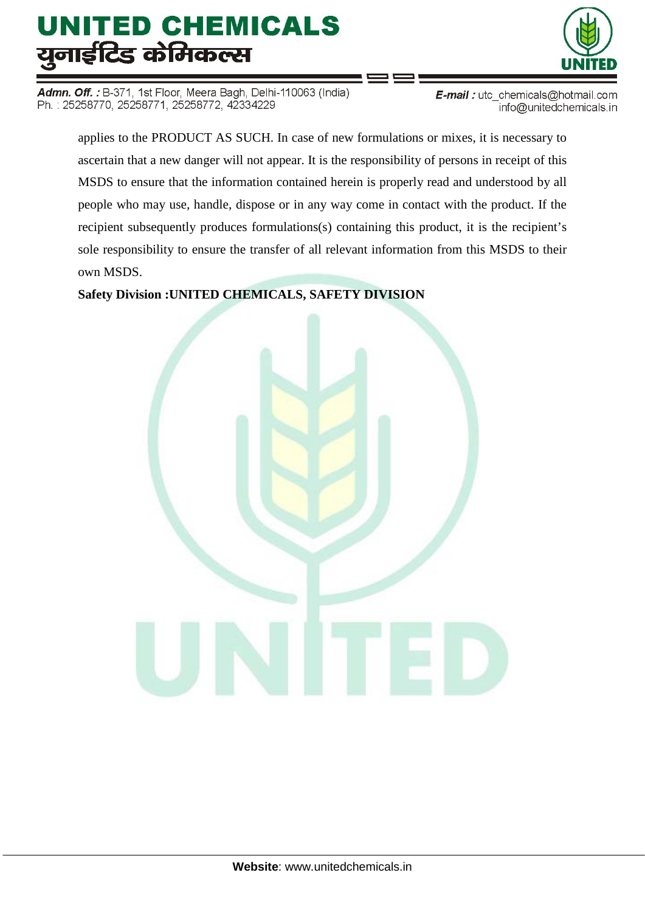applies to the PRODUCT AS SUCH. In case of new formulations or mixes, it is necessary to ascertain that a new danger will not appear. It is the responsibility of persons in receipt of this MSDS to ensure that the information contained herein is properly read and understood by all people who may use, handle, dispose or in any way come in contact with the product. If the recipient subsequently produces formulations(s) containing this product, it is the recipient's sole responsibility to ensure the transfer of all relevant information from this MSDS to their own MSDS.

**Safety Division :UNITED CHEMICALS, SAFETY DIVISION**